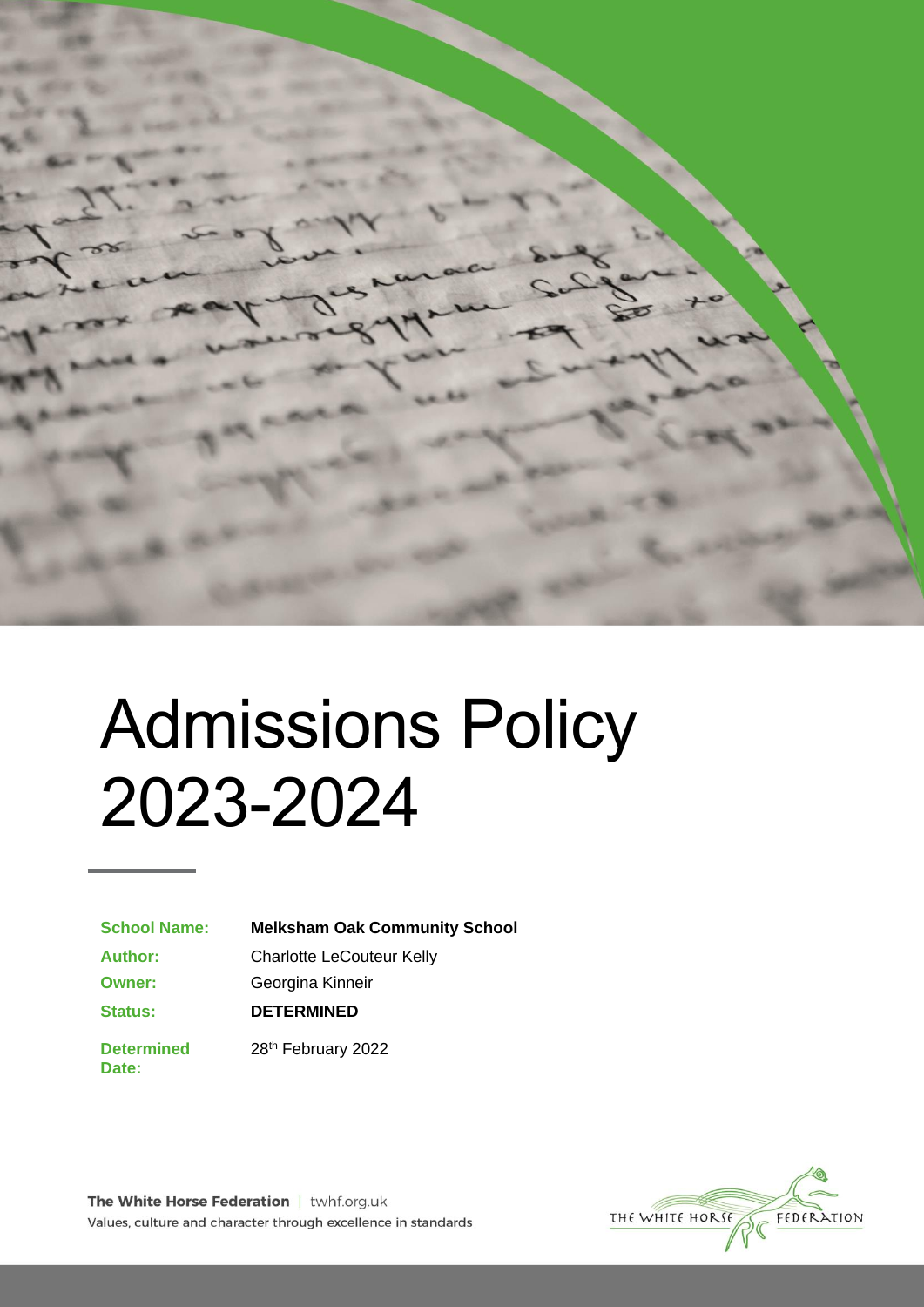# Admissions Policy 2023-2024

| | |
|---|---|
| **School Name:** | **Melksham Oak Community School** |
| **Author:** | Charlotte LeCouteur Kelly |
| **Owner:** | Georgina Kinneir |
| **Status:** | **DETERMINED** |
| **Determined Date:** | 28th February 2022 |

**The White Horse Federation** | twhf.org.uk

Values, culture and character through excellence in standards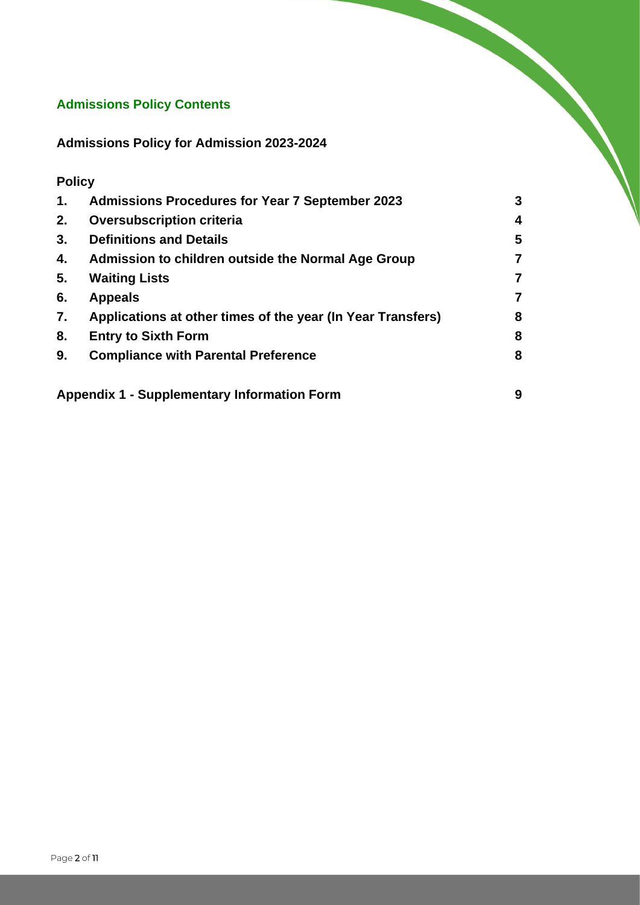## Admissions Policy Contents

**Admissions Policy for Admission 2023-2024**

**Policy**

| | | |
|---|---|---|
| **1.** | **Admissions Procedures for Year 7 September 2023** | **3** |
| **2.** | **Oversubscription criteria** | **4** |
| **3.** | **Definitions and Details** | **5** |
| **4.** | **Admission to children outside the Normal Age Group** | **7** |
| **5.** | **Waiting Lists** | **7** |
| **6.** | **Appeals** | **7** |
| **7.** | **Applications at other times of the year (In Year Transfers)** | **8** |
| **8.** | **Entry to Sixth Form** | **8** |
| **9.** | **Compliance with Parental Preference** | **8** |

**Appendix 1 - Supplementary Information Form** **9**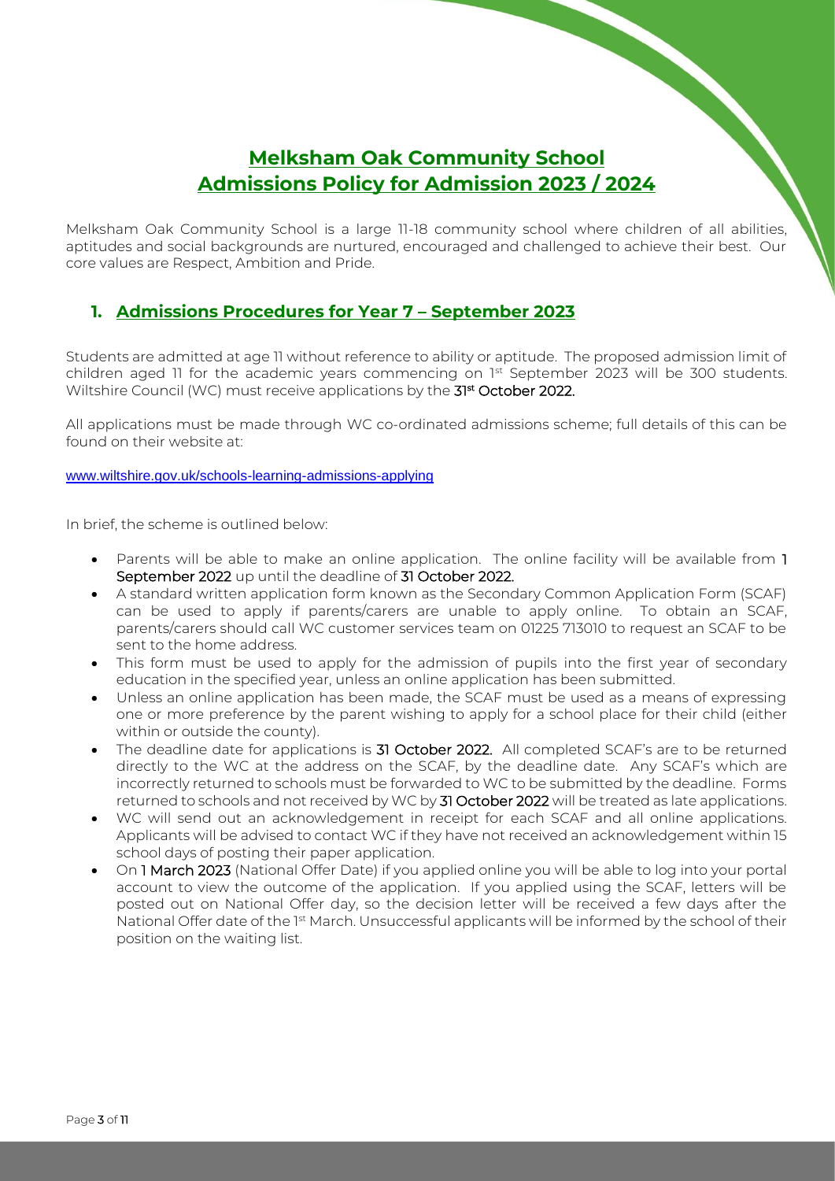# Melksham Oak Community School
# Admissions Policy for Admission 2023 / 2024

Melksham Oak Community School is a large 11-18 community school where children of all abilities, aptitudes and social backgrounds are nurtured, encouraged and challenged to achieve their best. Our core values are Respect, Ambition and Pride.

## 1. Admissions Procedures for Year 7 – September 2023

Students are admitted at age 11 without reference to ability or aptitude. The proposed admission limit of children aged 11 for the academic years commencing on 1st September 2023 will be 300 students. Wiltshire Council (WC) must receive applications by the 31st October 2022.

All applications must be made through WC co-ordinated admissions scheme; full details of this can be found on their website at:

www.wiltshire.gov.uk/schools-learning-admissions-applying

In brief, the scheme is outlined below:

- Parents will be able to make an online application. The online facility will be available from 1 September 2022 up until the deadline of 31 October 2022.
- A standard written application form known as the Secondary Common Application Form (SCAF) can be used to apply if parents/carers are unable to apply online. To obtain an SCAF, parents/carers should call WC customer services team on 01225 713010 to request an SCAF to be sent to the home address.
- This form must be used to apply for the admission of pupils into the first year of secondary education in the specified year, unless an online application has been submitted.
- Unless an online application has been made, the SCAF must be used as a means of expressing one or more preference by the parent wishing to apply for a school place for their child (either within or outside the county).
- The deadline date for applications is 31 October 2022. All completed SCAF's are to be returned directly to the WC at the address on the SCAF, by the deadline date. Any SCAF's which are incorrectly returned to schools must be forwarded to WC to be submitted by the deadline. Forms returned to schools and not received by WC by 31 October 2022 will be treated as late applications.
- WC will send out an acknowledgement in receipt for each SCAF and all online applications. Applicants will be advised to contact WC if they have not received an acknowledgement within 15 school days of posting their paper application.
- On 1 March 2023 (National Offer Date) if you applied online you will be able to log into your portal account to view the outcome of the application. If you applied using the SCAF, letters will be posted out on National Offer day, so the decision letter will be received a few days after the National Offer date of the 1st March. Unsuccessful applicants will be informed by the school of their position on the waiting list.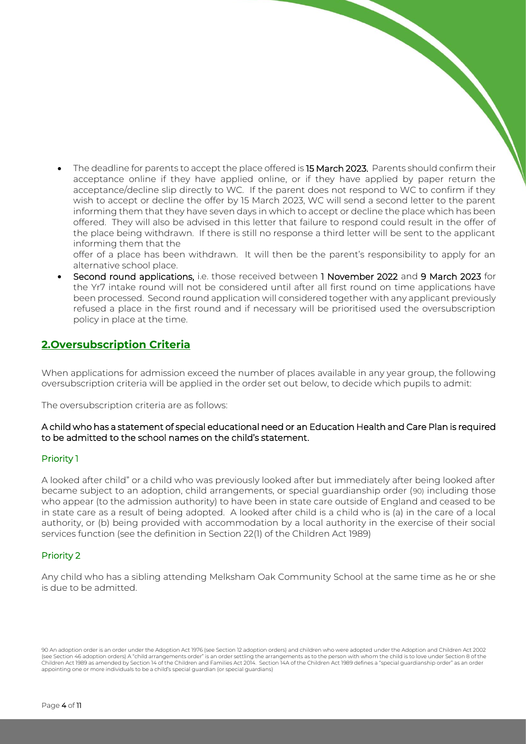- The deadline for parents to accept the place offered is **15 March 2023.** Parents should confirm their acceptance online if they have applied online, or if they have applied by paper return the acceptance/decline slip directly to WC. If the parent does not respond to WC to confirm if they wish to accept or decline the offer by 15 March 2023, WC will send a second letter to the parent informing them that they have seven days in which to accept or decline the place which has been offered. They will also be advised in this letter that failure to respond could result in the offer of the place being withdrawn. If there is still no response a third letter will be sent to the applicant informing them that the

  offer of a place has been withdrawn. It will then be the parent's responsibility to apply for an alternative school place.
- **Second round applications,** i.e. those received between **1 November 2022** and **9 March 2023** for the Yr7 intake round will not be considered until after all first round on time applications have been processed. Second round application will considered together with any applicant previously refused a place in the first round and if necessary will be prioritised used the oversubscription policy in place at the time.

## 2.Oversubscription Criteria

When applications for admission exceed the number of places available in any year group, the following oversubscription criteria will be applied in the order set out below, to decide which pupils to admit:

The oversubscription criteria are as follows:

**A child who has a statement of special educational need or an Education Health and Care Plan is required to be admitted to the school names on the child's statement.**

### Priority 1

A looked after child" or a child who was previously looked after but immediately after being looked after became subject to an adoption, child arrangements, or special guardianship order (90) including those who appear (to the admission authority) to have been in state care outside of England and ceased to be in state care as a result of being adopted. A looked after child is a child who is (a) in the care of a local authority, or (b) being provided with accommodation by a local authority in the exercise of their social services function (see the definition in Section 22(1) of the Children Act 1989)

### Priority 2

Any child who has a sibling attending Melksham Oak Community School at the same time as he or she is due to be admitted.

90 An adoption order is an order under the Adoption Act 1976 (see Section 12 adoption orders) and children who were adopted under the Adoption and Children Act 2002 (see Section 46 adoption orders) A "child arrangements order" is an order settling the arrangements as to the person with whom the child is to love under Section 8 of the Children Act 1989 as amended by Section 14 of the Children and Families Act 2014. Section 14A of the Children Act 1989 defines a "special guardianship order" as an order appointing one or more individuals to be a child's special guardian (or special guardians)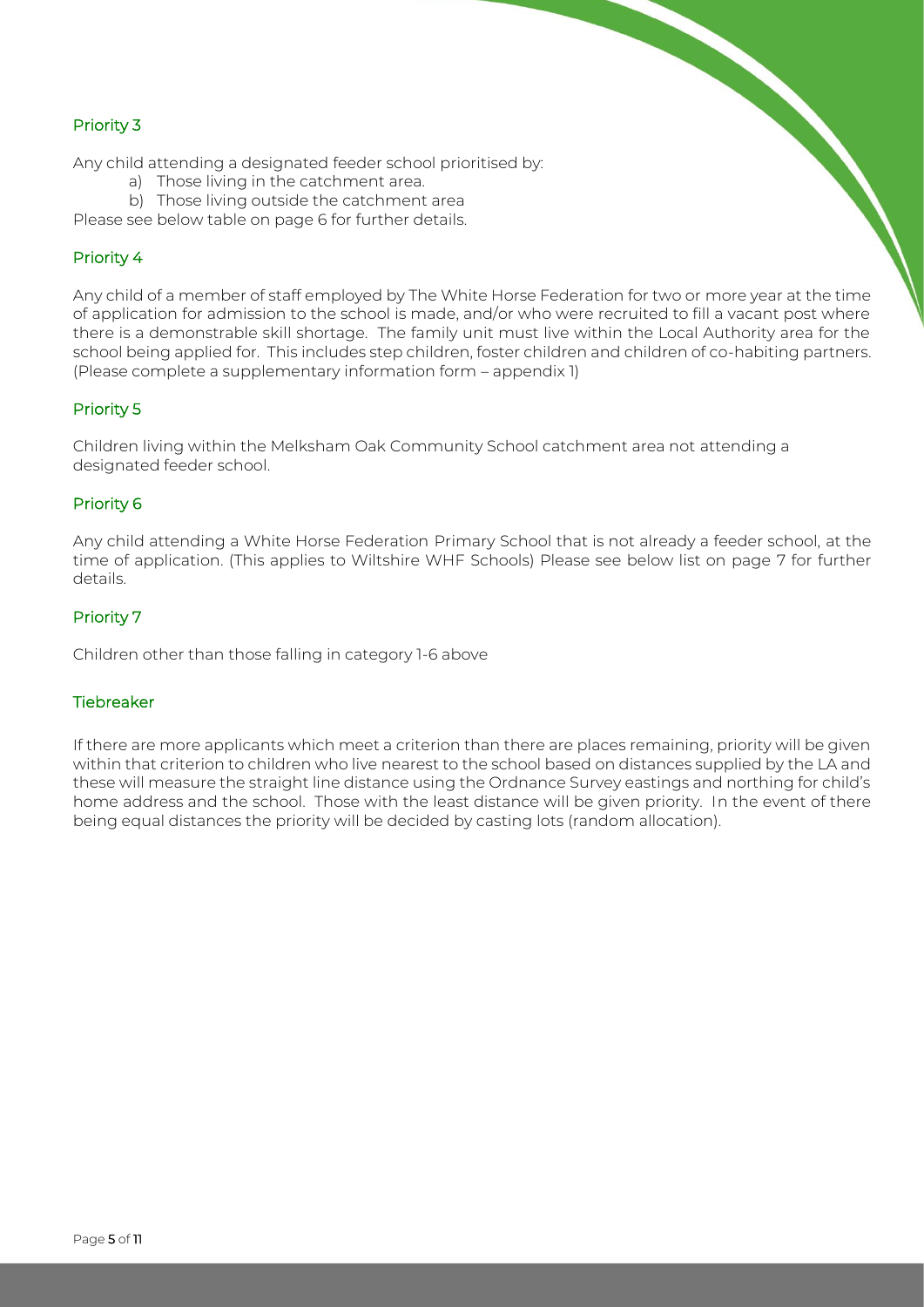### Priority 3

Any child attending a designated feeder school prioritised by:

a) Those living in the catchment area.
b) Those living outside the catchment area

Please see below table on page 6 for further details.

### Priority 4

Any child of a member of staff employed by The White Horse Federation for two or more year at the time of application for admission to the school is made, and/or who were recruited to fill a vacant post where there is a demonstrable skill shortage. The family unit must live within the Local Authority area for the school being applied for. This includes step children, foster children and children of co-habiting partners. (Please complete a supplementary information form – appendix 1)

### Priority 5

Children living within the Melksham Oak Community School catchment area not attending a designated feeder school.

### Priority 6

Any child attending a White Horse Federation Primary School that is not already a feeder school, at the time of application. (This applies to Wiltshire WHF Schools) Please see below list on page 7 for further details.

### Priority 7

Children other than those falling in category 1-6 above

### Tiebreaker

If there are more applicants which meet a criterion than there are places remaining, priority will be given within that criterion to children who live nearest to the school based on distances supplied by the LA and these will measure the straight line distance using the Ordnance Survey eastings and northing for child's home address and the school. Those with the least distance will be given priority. In the event of there being equal distances the priority will be decided by casting lots (random allocation).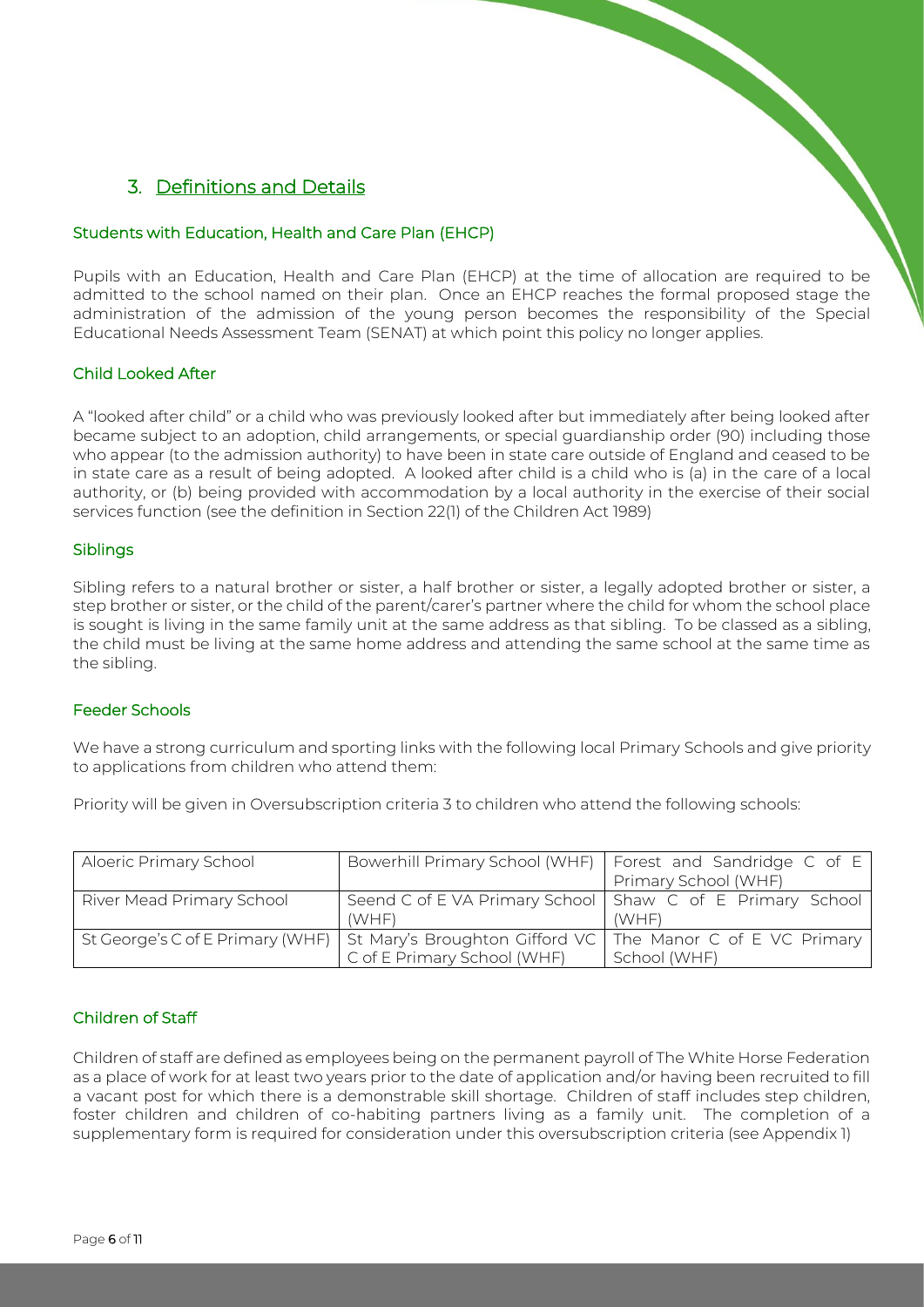## 3. Definitions and Details

### Students with Education, Health and Care Plan (EHCP)

Pupils with an Education, Health and Care Plan (EHCP) at the time of allocation are required to be admitted to the school named on their plan. Once an EHCP reaches the formal proposed stage the administration of the admission of the young person becomes the responsibility of the Special Educational Needs Assessment Team (SENAT) at which point this policy no longer applies.

### Child Looked After

A "looked after child" or a child who was previously looked after but immediately after being looked after became subject to an adoption, child arrangements, or special guardianship order (90) including those who appear (to the admission authority) to have been in state care outside of England and ceased to be in state care as a result of being adopted. A looked after child is a child who is (a) in the care of a local authority, or (b) being provided with accommodation by a local authority in the exercise of their social services function (see the definition in Section 22(1) of the Children Act 1989)

### Siblings

Sibling refers to a natural brother or sister, a half brother or sister, a legally adopted brother or sister, a step brother or sister, or the child of the parent/carer's partner where the child for whom the school place is sought is living in the same family unit at the same address as that sibling. To be classed as a sibling, the child must be living at the same home address and attending the same school at the same time as the sibling.

### Feeder Schools

We have a strong curriculum and sporting links with the following local Primary Schools and give priority to applications from children who attend them:

Priority will be given in Oversubscription criteria 3 to children who attend the following schools:

| | | |
|---|---|---|
| Aloeric Primary School | Bowerhill Primary School (WHF) | Forest and Sandridge C of E Primary School (WHF) |
| River Mead Primary School | Seend C of E VA Primary School (WHF) | Shaw C of E Primary School (WHF) |
| St George's C of E Primary (WHF) | St Mary's Broughton Gifford VC C of E Primary School (WHF) | The Manor C of E VC Primary School (WHF) |

### Children of Staff

Children of staff are defined as employees being on the permanent payroll of The White Horse Federation as a place of work for at least two years prior to the date of application and/or having been recruited to fill a vacant post for which there is a demonstrable skill shortage. Children of staff includes step children, foster children and children of co-habiting partners living as a family unit. The completion of a supplementary form is required for consideration under this oversubscription criteria (see Appendix 1)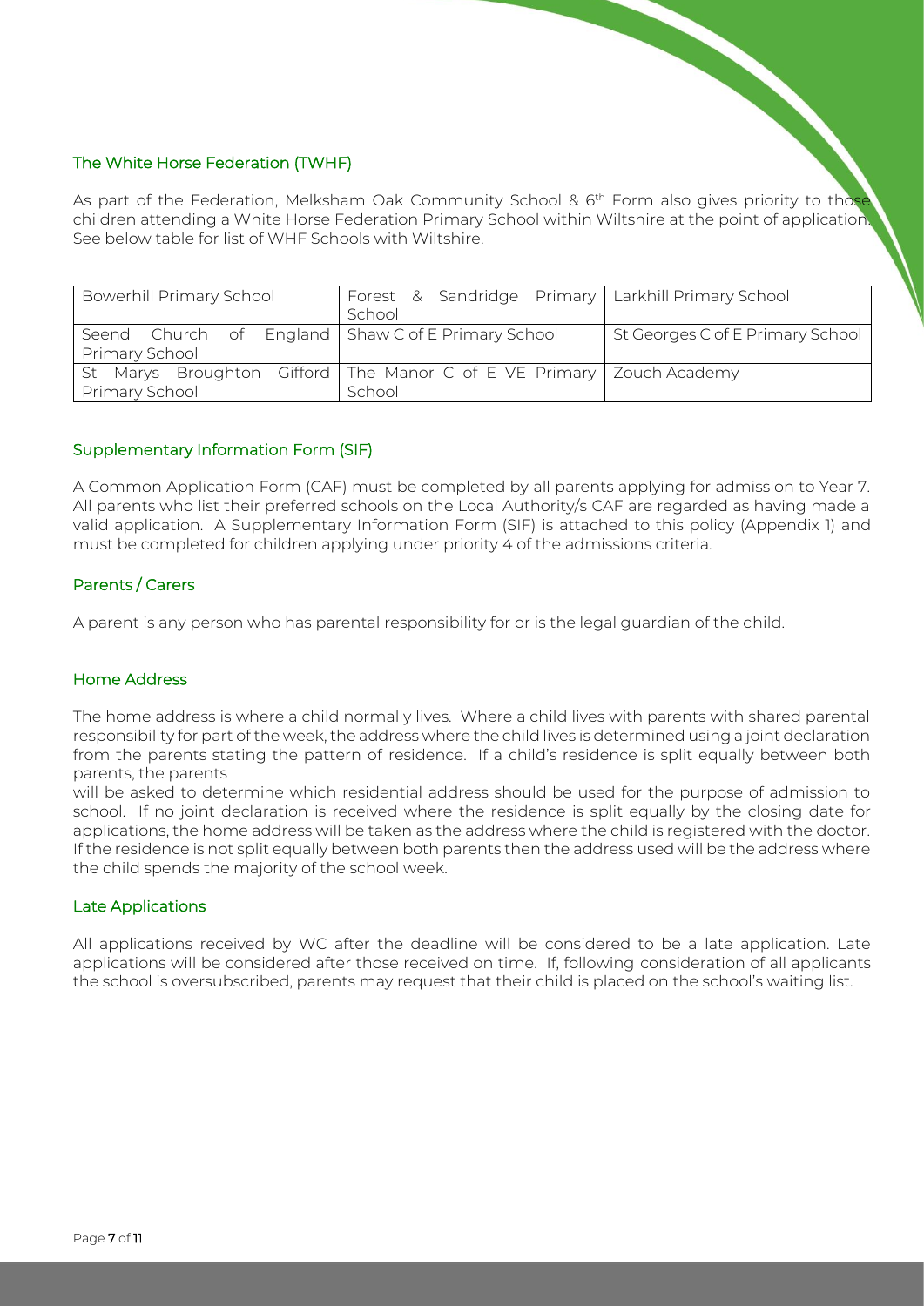## The White Horse Federation (TWHF)

As part of the Federation, Melksham Oak Community School & 6th Form also gives priority to those children attending a White Horse Federation Primary School within Wiltshire at the point of application. See below table for list of WHF Schools with Wiltshire.

| | | |
|---|---|---|
| Bowerhill Primary School | Forest & Sandridge Primary School | Larkhill Primary School |
| Seend Church of England Primary School | Shaw C of E Primary School | St Georges C of E Primary School |
| St Marys Broughton Gifford Primary School | The Manor C of E VE Primary School | Zouch Academy |

## Supplementary Information Form (SIF)

A Common Application Form (CAF) must be completed by all parents applying for admission to Year 7. All parents who list their preferred schools on the Local Authority/s CAF are regarded as having made a valid application. A Supplementary Information Form (SIF) is attached to this policy (Appendix 1) and must be completed for children applying under priority 4 of the admissions criteria.

## Parents / Carers

A parent is any person who has parental responsibility for or is the legal guardian of the child.

## Home Address

The home address is where a child normally lives. Where a child lives with parents with shared parental responsibility for part of the week, the address where the child lives is determined using a joint declaration from the parents stating the pattern of residence. If a child's residence is split equally between both parents, the parents will be asked to determine which residential address should be used for the purpose of admission to school. If no joint declaration is received where the residence is split equally by the closing date for applications, the home address will be taken as the address where the child is registered with the doctor. If the residence is not split equally between both parents then the address used will be the address where the child spends the majority of the school week.

## Late Applications

All applications received by WC after the deadline will be considered to be a late application. Late applications will be considered after those received on time. If, following consideration of all applicants the school is oversubscribed, parents may request that their child is placed on the school's waiting list.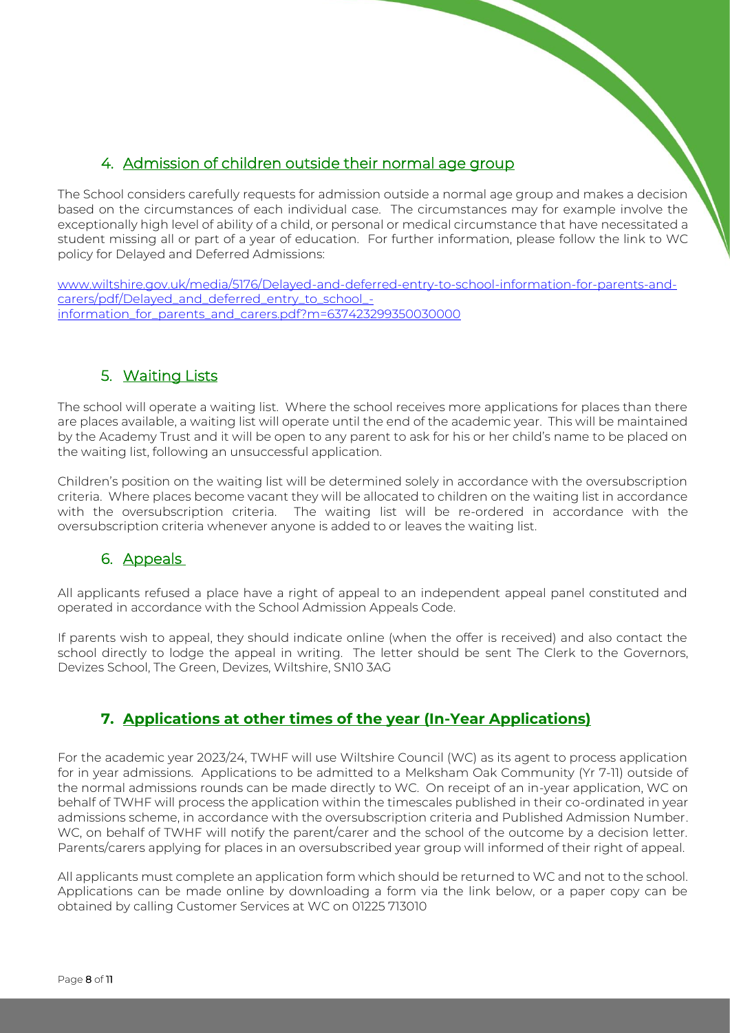## 4. Admission of children outside their normal age group

The School considers carefully requests for admission outside a normal age group and makes a decision based on the circumstances of each individual case. The circumstances may for example involve the exceptionally high level of ability of a child, or personal or medical circumstance that have necessitated a student missing all or part of a year of education. For further information, please follow the link to WC policy for Delayed and Deferred Admissions:

www.wiltshire.gov.uk/media/5176/Delayed-and-deferred-entry-to-school-information-for-parents-and-carers/pdf/Delayed_and_deferred_entry_to_school_-information_for_parents_and_carers.pdf?m=637423299350030000

## 5. Waiting Lists

The school will operate a waiting list. Where the school receives more applications for places than there are places available, a waiting list will operate until the end of the academic year. This will be maintained by the Academy Trust and it will be open to any parent to ask for his or her child's name to be placed on the waiting list, following an unsuccessful application.

Children's position on the waiting list will be determined solely in accordance with the oversubscription criteria. Where places become vacant they will be allocated to children on the waiting list in accordance with the oversubscription criteria. The waiting list will be re-ordered in accordance with the oversubscription criteria whenever anyone is added to or leaves the waiting list.

## 6. Appeals

All applicants refused a place have a right of appeal to an independent appeal panel constituted and operated in accordance with the School Admission Appeals Code.

If parents wish to appeal, they should indicate online (when the offer is received) and also contact the school directly to lodge the appeal in writing. The letter should be sent The Clerk to the Governors, Devizes School, The Green, Devizes, Wiltshire, SN10 3AG

## 7. Applications at other times of the year (In-Year Applications)

For the academic year 2023/24, TWHF will use Wiltshire Council (WC) as its agent to process application for in year admissions. Applications to be admitted to a Melksham Oak Community (Yr 7-11) outside of the normal admissions rounds can be made directly to WC. On receipt of an in-year application, WC on behalf of TWHF will process the application within the timescales published in their co-ordinated in year admissions scheme, in accordance with the oversubscription criteria and Published Admission Number. WC, on behalf of TWHF will notify the parent/carer and the school of the outcome by a decision letter. Parents/carers applying for places in an oversubscribed year group will informed of their right of appeal.

All applicants must complete an application form which should be returned to WC and not to the school. Applications can be made online by downloading a form via the link below, or a paper copy can be obtained by calling Customer Services at WC on 01225 713010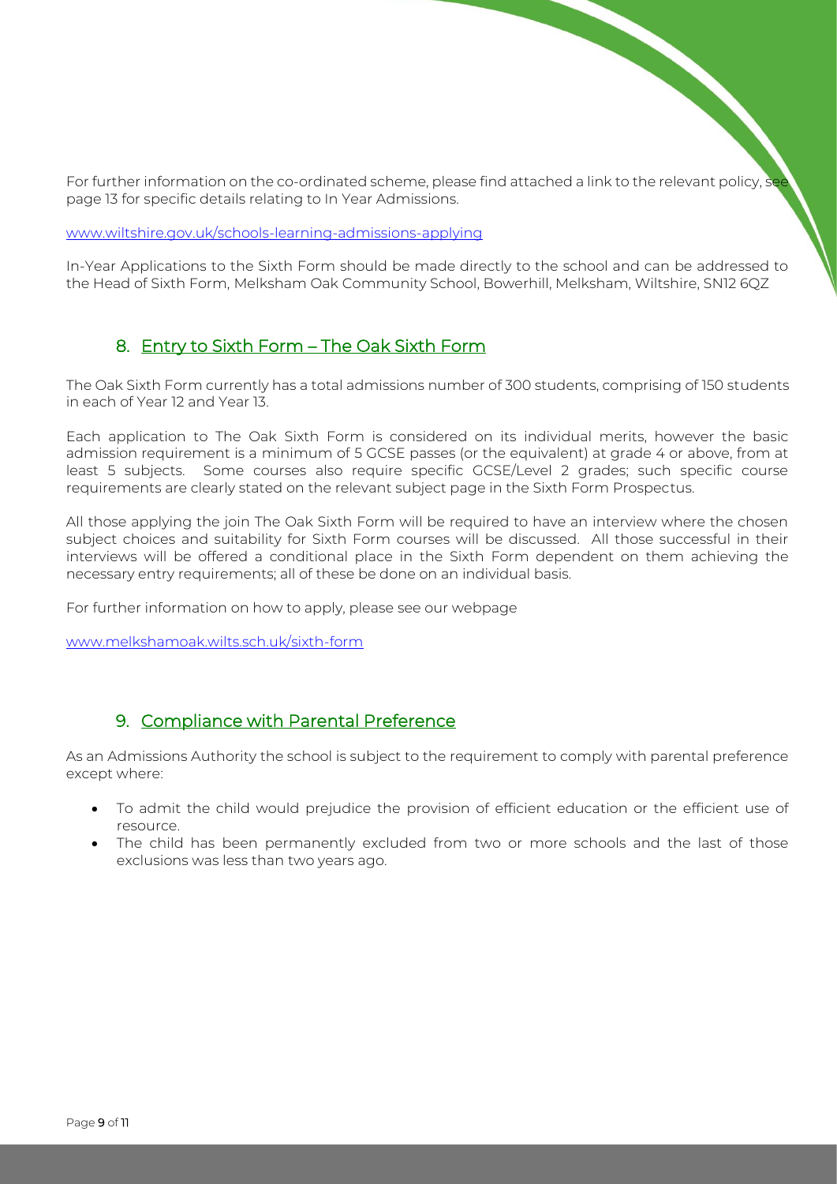For further information on the co-ordinated scheme, please find attached a link to the relevant policy, see page 13 for specific details relating to In Year Admissions.

www.wiltshire.gov.uk/schools-learning-admissions-applying

In-Year Applications to the Sixth Form should be made directly to the school and can be addressed to the Head of Sixth Form, Melksham Oak Community School, Bowerhill, Melksham, Wiltshire, SN12 6QZ

## 8. Entry to Sixth Form – The Oak Sixth Form

The Oak Sixth Form currently has a total admissions number of 300 students, comprising of 150 students in each of Year 12 and Year 13.

Each application to The Oak Sixth Form is considered on its individual merits, however the basic admission requirement is a minimum of 5 GCSE passes (or the equivalent) at grade 4 or above, from at least 5 subjects. Some courses also require specific GCSE/Level 2 grades; such specific course requirements are clearly stated on the relevant subject page in the Sixth Form Prospectus.

All those applying the join The Oak Sixth Form will be required to have an interview where the chosen subject choices and suitability for Sixth Form courses will be discussed. All those successful in their interviews will be offered a conditional place in the Sixth Form dependent on them achieving the necessary entry requirements; all of these be done on an individual basis.

For further information on how to apply, please see our webpage

www.melkshamoak.wilts.sch.uk/sixth-form

## 9. Compliance with Parental Preference

As an Admissions Authority the school is subject to the requirement to comply with parental preference except where:

- To admit the child would prejudice the provision of efficient education or the efficient use of resource.
- The child has been permanently excluded from two or more schools and the last of those exclusions was less than two years ago.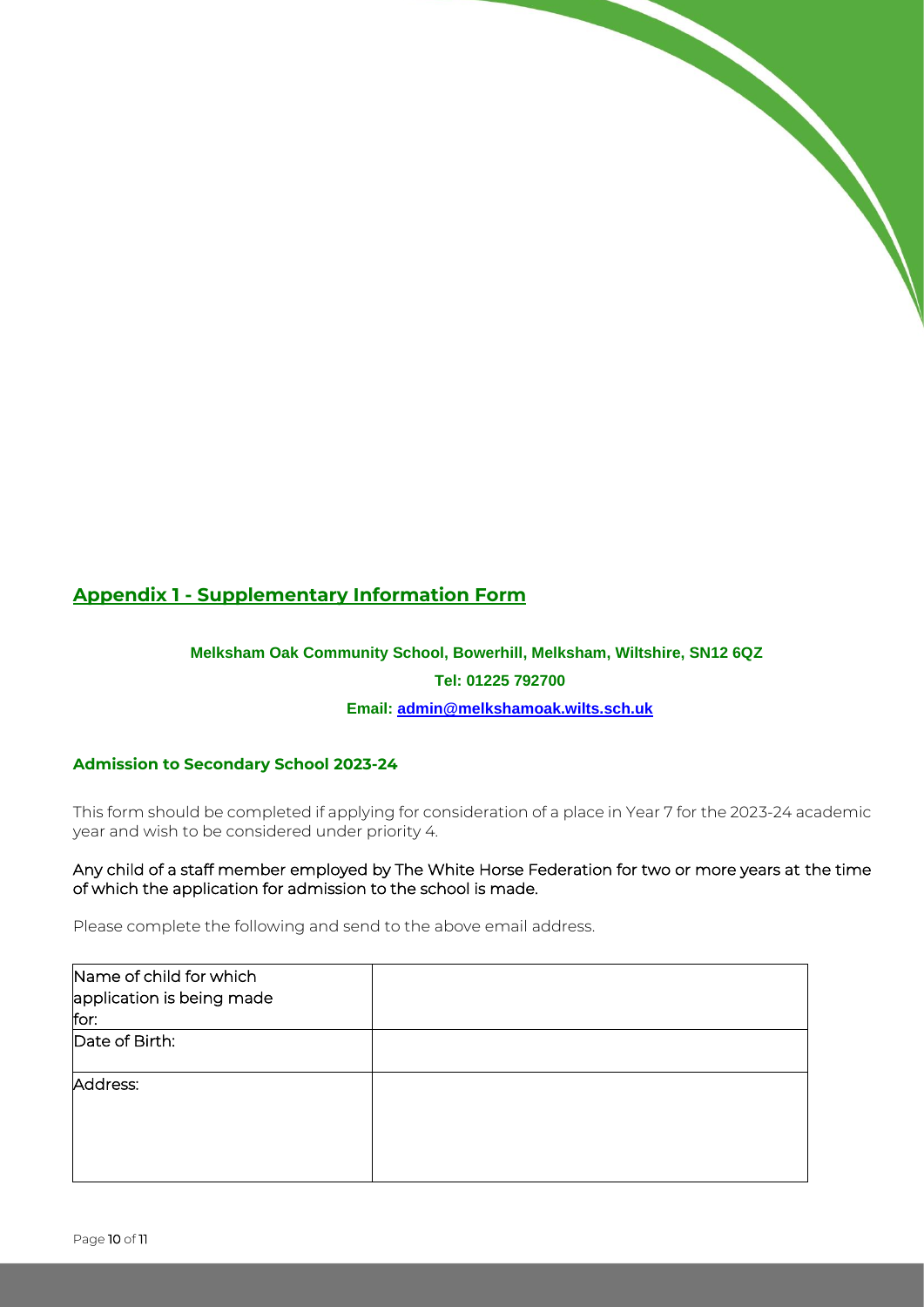## Appendix 1 - Supplementary Information Form

**Melksham Oak Community School, Bowerhill, Melksham, Wiltshire, SN12 6QZ**

**Tel: 01225 792700**

**Email: admin@melkshamoak.wilts.sch.uk**

### Admission to Secondary School 2023-24

This form should be completed if applying for consideration of a place in Year 7 for the 2023-24 academic year and wish to be considered under priority 4.

Any child of a staff member employed by The White Horse Federation for two or more years at the time of which the application for admission to the school is made.

Please complete the following and send to the above email address.

| | |
|---|---|
| Name of child for which application is being made for: | |
| Date of Birth: | |
| Address: | |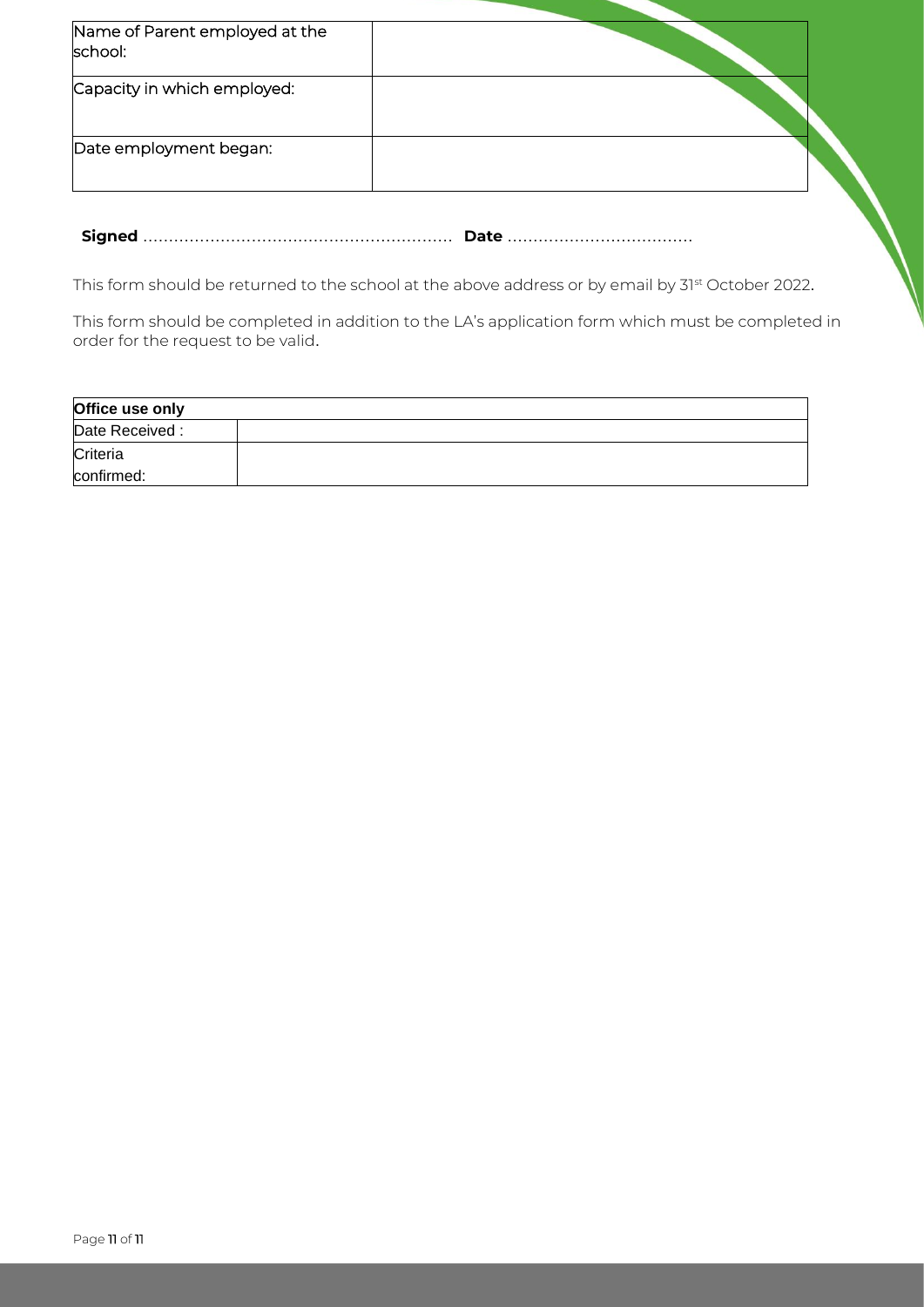| | |
|---|---|
| Name of Parent employed at the school: | |
| Capacity in which employed: | |
| Date employment began: | |

**Signed** ………………………………………………………… **Date** ………………………………

This form should be returned to the school at the above address or by email by 31st October 2022.

This form should be completed in addition to the LA's application form which must be completed in order for the request to be valid.

| **Office use only** | |
|---|---|
| Date Received : | |
| Criteria confirmed: | |